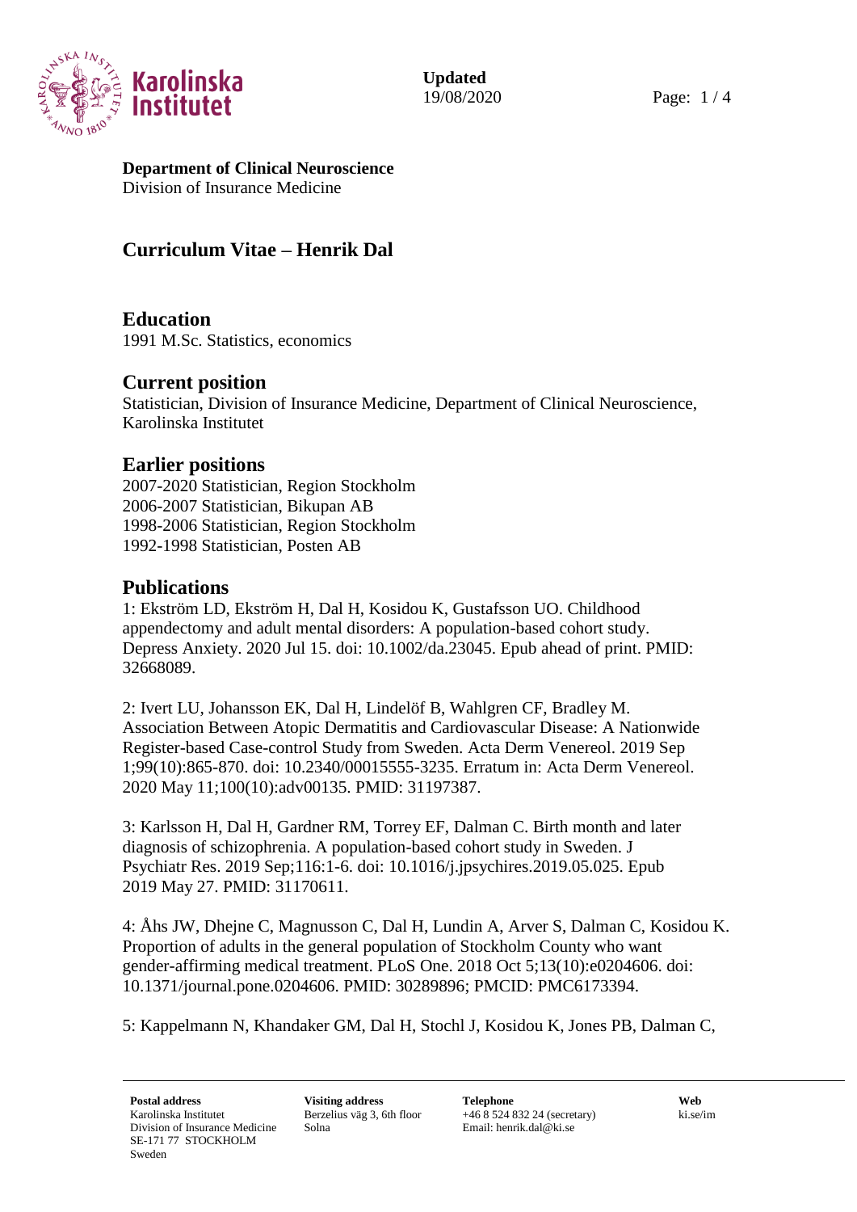**Updated**
19/08/2020

**Department of Clinical Neuroscience**
Division of Insurance Medicine

# Curriculum Vitae – Henrik Dal

## Education

1991 M.Sc. Statistics, economics

## Current position

Statistician, Division of Insurance Medicine, Department of Clinical Neuroscience, Karolinska Institutet

## Earlier positions

2007-2020 Statistician, Region Stockholm
2006-2007 Statistician, Bikupan AB
1998-2006 Statistician, Region Stockholm
1992-1998 Statistician, Posten AB

## Publications

1: Ekström LD, Ekström H, Dal H, Kosidou K, Gustafsson UO. Childhood appendectomy and adult mental disorders: A population-based cohort study. Depress Anxiety. 2020 Jul 15. doi: 10.1002/da.23045. Epub ahead of print. PMID: 32668089.

2: Ivert LU, Johansson EK, Dal H, Lindelöf B, Wahlgren CF, Bradley M. Association Between Atopic Dermatitis and Cardiovascular Disease: A Nationwide Register-based Case-control Study from Sweden. Acta Derm Venereol. 2019 Sep 1;99(10):865-870. doi: 10.2340/00015555-3235. Erratum in: Acta Derm Venereol. 2020 May 11;100(10):adv00135. PMID: 31197387.

3: Karlsson H, Dal H, Gardner RM, Torrey EF, Dalman C. Birth month and later diagnosis of schizophrenia. A population-based cohort study in Sweden. J Psychiatr Res. 2019 Sep;116:1-6. doi: 10.1016/j.jpsychires.2019.05.025. Epub 2019 May 27. PMID: 31170611.

4: Åhs JW, Dhejne C, Magnusson C, Dal H, Lundin A, Arver S, Dalman C, Kosidou K. Proportion of adults in the general population of Stockholm County who want gender-affirming medical treatment. PLoS One. 2018 Oct 5;13(10):e0204606. doi: 10.1371/journal.pone.0204606. PMID: 30289896; PMCID: PMC6173394.

5: Kappelmann N, Khandaker GM, Dal H, Stochl J, Kosidou K, Jones PB, Dalman C,

**Postal address**
Karolinska Institutet
Division of Insurance Medicine
SE-171 77 STOCKHOLM
Sweden

**Visiting address**
Berzelius väg 3, 6th floor
Solna

**Telephone**
+46 8 524 832 24 (secretary)
Email: henrik.dal@ki.se

**Web**
ki.se/im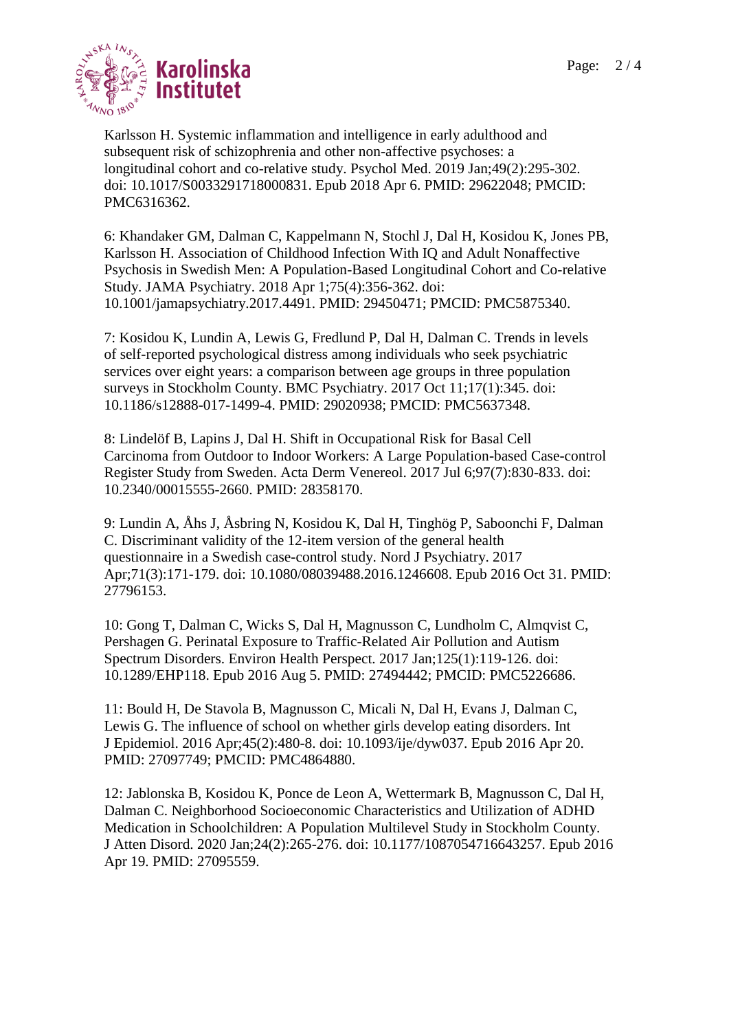Karlsson H. Systemic inflammation and intelligence in early adulthood and subsequent risk of schizophrenia and other non-affective psychoses: a longitudinal cohort and co-relative study. Psychol Med. 2019 Jan;49(2):295-302. doi: 10.1017/S0033291718000831. Epub 2018 Apr 6. PMID: 29622048; PMCID: PMC6316362.

6: Khandaker GM, Dalman C, Kappelmann N, Stochl J, Dal H, Kosidou K, Jones PB, Karlsson H. Association of Childhood Infection With IQ and Adult Nonaffective Psychosis in Swedish Men: A Population-Based Longitudinal Cohort and Co-relative Study. JAMA Psychiatry. 2018 Apr 1;75(4):356-362. doi: 10.1001/jamapsychiatry.2017.4491. PMID: 29450471; PMCID: PMC5875340.

7: Kosidou K, Lundin A, Lewis G, Fredlund P, Dal H, Dalman C. Trends in levels of self-reported psychological distress among individuals who seek psychiatric services over eight years: a comparison between age groups in three population surveys in Stockholm County. BMC Psychiatry. 2017 Oct 11;17(1):345. doi: 10.1186/s12888-017-1499-4. PMID: 29020938; PMCID: PMC5637348.

8: Lindelöf B, Lapins J, Dal H. Shift in Occupational Risk for Basal Cell Carcinoma from Outdoor to Indoor Workers: A Large Population-based Case-control Register Study from Sweden. Acta Derm Venereol. 2017 Jul 6;97(7):830-833. doi: 10.2340/00015555-2660. PMID: 28358170.

9: Lundin A, Åhs J, Åsbring N, Kosidou K, Dal H, Tinghög P, Saboonchi F, Dalman C. Discriminant validity of the 12-item version of the general health questionnaire in a Swedish case-control study. Nord J Psychiatry. 2017 Apr;71(3):171-179. doi: 10.1080/08039488.2016.1246608. Epub 2016 Oct 31. PMID: 27796153.

10: Gong T, Dalman C, Wicks S, Dal H, Magnusson C, Lundholm C, Almqvist C, Pershagen G. Perinatal Exposure to Traffic-Related Air Pollution and Autism Spectrum Disorders. Environ Health Perspect. 2017 Jan;125(1):119-126. doi: 10.1289/EHP118. Epub 2016 Aug 5. PMID: 27494442; PMCID: PMC5226686.

11: Bould H, De Stavola B, Magnusson C, Micali N, Dal H, Evans J, Dalman C, Lewis G. The influence of school on whether girls develop eating disorders. Int J Epidemiol. 2016 Apr;45(2):480-8. doi: 10.1093/ije/dyw037. Epub 2016 Apr 20. PMID: 27097749; PMCID: PMC4864880.

12: Jablonska B, Kosidou K, Ponce de Leon A, Wettermark B, Magnusson C, Dal H, Dalman C. Neighborhood Socioeconomic Characteristics and Utilization of ADHD Medication in Schoolchildren: A Population Multilevel Study in Stockholm County. J Atten Disord. 2020 Jan;24(2):265-276. doi: 10.1177/1087054716643257. Epub 2016 Apr 19. PMID: 27095559.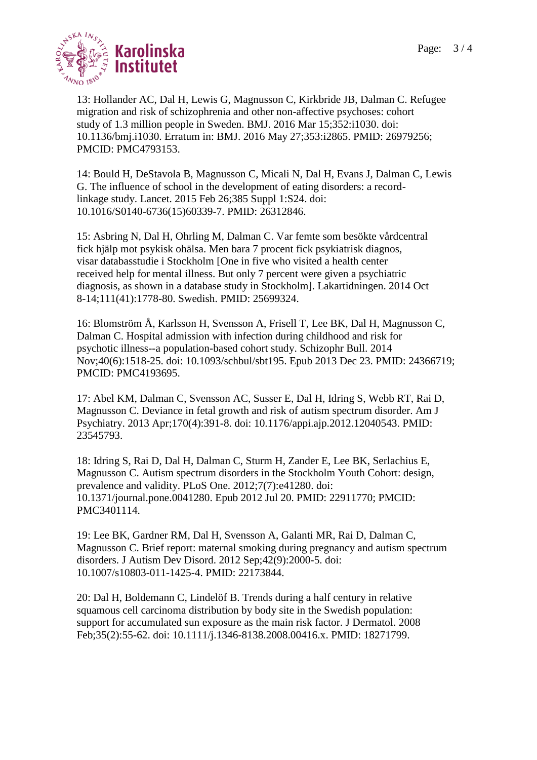13: Hollander AC, Dal H, Lewis G, Magnusson C, Kirkbride JB, Dalman C. Refugee migration and risk of schizophrenia and other non-affective psychoses: cohort study of 1.3 million people in Sweden. BMJ. 2016 Mar 15;352:i1030. doi: 10.1136/bmj.i1030. Erratum in: BMJ. 2016 May 27;353:i2865. PMID: 26979256; PMCID: PMC4793153.

14: Bould H, DeStavola B, Magnusson C, Micali N, Dal H, Evans J, Dalman C, Lewis G. The influence of school in the development of eating disorders: a record-linkage study. Lancet. 2015 Feb 26;385 Suppl 1:S24. doi: 10.1016/S0140-6736(15)60339-7. PMID: 26312846.

15: Asbring N, Dal H, Ohrling M, Dalman C. Var femte som besökte vårdcentral fick hjälp mot psykisk ohälsa. Men bara 7 procent fick psykiatrisk diagnos, visar databasstudie i Stockholm [One in five who visited a health center received help for mental illness. But only 7 percent were given a psychiatric diagnosis, as shown in a database study in Stockholm]. Lakartidningen. 2014 Oct 8-14;111(41):1778-80. Swedish. PMID: 25699324.

16: Blomström Å, Karlsson H, Svensson A, Frisell T, Lee BK, Dal H, Magnusson C, Dalman C. Hospital admission with infection during childhood and risk for psychotic illness--a population-based cohort study. Schizophr Bull. 2014 Nov;40(6):1518-25. doi: 10.1093/schbul/sbt195. Epub 2013 Dec 23. PMID: 24366719; PMCID: PMC4193695.

17: Abel KM, Dalman C, Svensson AC, Susser E, Dal H, Idring S, Webb RT, Rai D, Magnusson C. Deviance in fetal growth and risk of autism spectrum disorder. Am J Psychiatry. 2013 Apr;170(4):391-8. doi: 10.1176/appi.ajp.2012.12040543. PMID: 23545793.

18: Idring S, Rai D, Dal H, Dalman C, Sturm H, Zander E, Lee BK, Serlachius E, Magnusson C. Autism spectrum disorders in the Stockholm Youth Cohort: design, prevalence and validity. PLoS One. 2012;7(7):e41280. doi: 10.1371/journal.pone.0041280. Epub 2012 Jul 20. PMID: 22911770; PMCID: PMC3401114.

19: Lee BK, Gardner RM, Dal H, Svensson A, Galanti MR, Rai D, Dalman C, Magnusson C. Brief report: maternal smoking during pregnancy and autism spectrum disorders. J Autism Dev Disord. 2012 Sep;42(9):2000-5. doi: 10.1007/s10803-011-1425-4. PMID: 22173844.

20: Dal H, Boldemann C, Lindelöf B. Trends during a half century in relative squamous cell carcinoma distribution by body site in the Swedish population: support for accumulated sun exposure as the main risk factor. J Dermatol. 2008 Feb;35(2):55-62. doi: 10.1111/j.1346-8138.2008.00416.x. PMID: 18271799.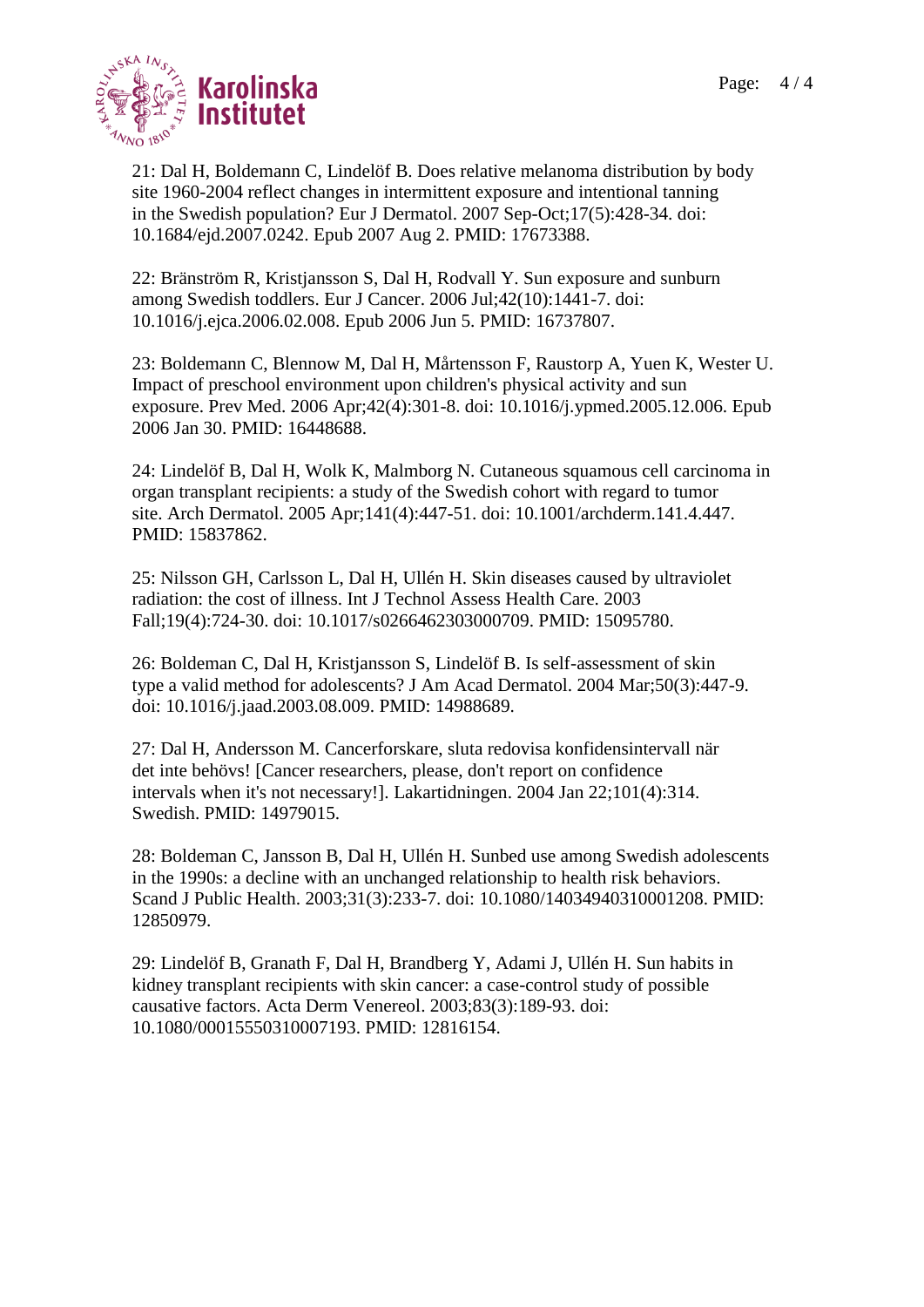21: Dal H, Boldemann C, Lindelöf B. Does relative melanoma distribution by body site 1960-2004 reflect changes in intermittent exposure and intentional tanning in the Swedish population? Eur J Dermatol. 2007 Sep-Oct;17(5):428-34. doi: 10.1684/ejd.2007.0242. Epub 2007 Aug 2. PMID: 17673388.

22: Bränström R, Kristjansson S, Dal H, Rodvall Y. Sun exposure and sunburn among Swedish toddlers. Eur J Cancer. 2006 Jul;42(10):1441-7. doi: 10.1016/j.ejca.2006.02.008. Epub 2006 Jun 5. PMID: 16737807.

23: Boldemann C, Blennow M, Dal H, Mårtensson F, Raustorp A, Yuen K, Wester U. Impact of preschool environment upon children's physical activity and sun exposure. Prev Med. 2006 Apr;42(4):301-8. doi: 10.1016/j.ypmed.2005.12.006. Epub 2006 Jan 30. PMID: 16448688.

24: Lindelöf B, Dal H, Wolk K, Malmborg N. Cutaneous squamous cell carcinoma in organ transplant recipients: a study of the Swedish cohort with regard to tumor site. Arch Dermatol. 2005 Apr;141(4):447-51. doi: 10.1001/archderm.141.4.447. PMID: 15837862.

25: Nilsson GH, Carlsson L, Dal H, Ullén H. Skin diseases caused by ultraviolet radiation: the cost of illness. Int J Technol Assess Health Care. 2003 Fall;19(4):724-30. doi: 10.1017/s0266462303000709. PMID: 15095780.

26: Boldeman C, Dal H, Kristjansson S, Lindelöf B. Is self-assessment of skin type a valid method for adolescents? J Am Acad Dermatol. 2004 Mar;50(3):447-9. doi: 10.1016/j.jaad.2003.08.009. PMID: 14988689.

27: Dal H, Andersson M. Cancerforskare, sluta redovisa konfidensintervall när det inte behövs! [Cancer researchers, please, don't report on confidence intervals when it's not necessary!]. Lakartidningen. 2004 Jan 22;101(4):314. Swedish. PMID: 14979015.

28: Boldeman C, Jansson B, Dal H, Ullén H. Sunbed use among Swedish adolescents in the 1990s: a decline with an unchanged relationship to health risk behaviors. Scand J Public Health. 2003;31(3):233-7. doi: 10.1080/14034940310001208. PMID: 12850979.

29: Lindelöf B, Granath F, Dal H, Brandberg Y, Adami J, Ullén H. Sun habits in kidney transplant recipients with skin cancer: a case-control study of possible causative factors. Acta Derm Venereol. 2003;83(3):189-93. doi: 10.1080/00015550310007193. PMID: 12816154.